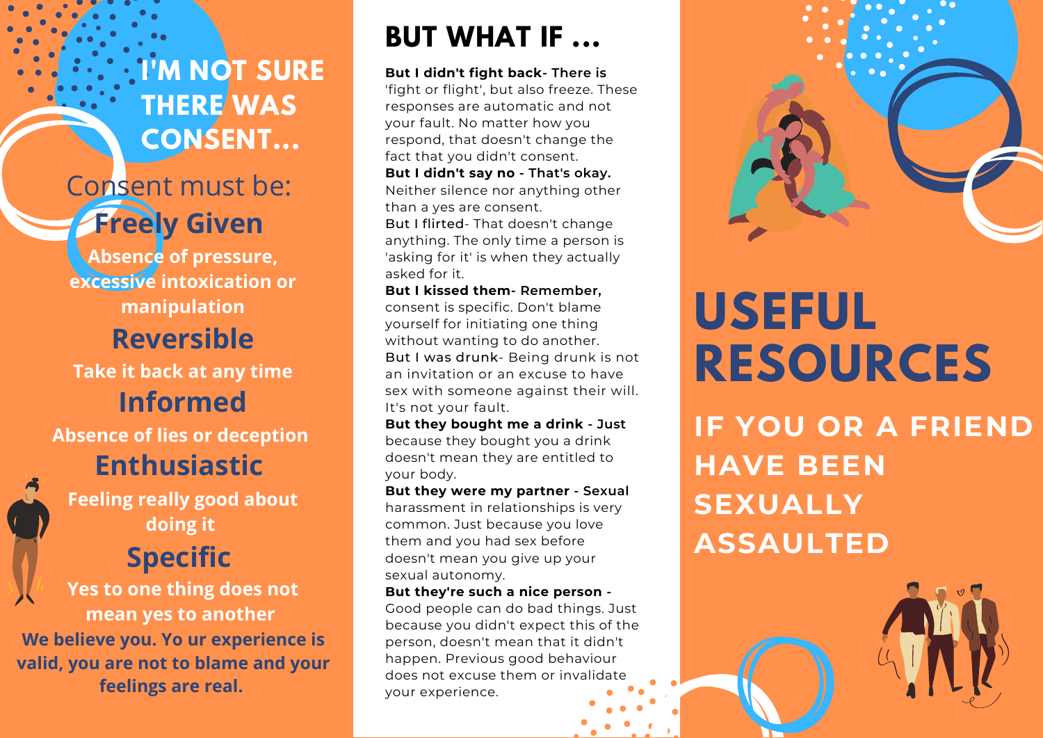## I'M NOT SURE THERE WAS CONSENT...

Consent must be:

### Freely Given

**Absence of pressure, excessive intoxication or manipulation**

### Reversible

**Take it back at any time**

### Informed

**Absence of lies or deception**

### Enthusiastic

**Feeling really good about doing it**

### Specific

**Yes to one thing does not mean yes to another**

**We believe you. Yo ur experience is valid, you are not to blame and your feelings are real.**

## BUT WHAT IF ...

**But I didn't fight back- There is** 'fight or flight', but also freeze. These responses are automatic and not your fault. No matter how you respond, that doesn't change the fact that you didn't consent.

**But I didn't say no - That's okay.** Neither silence nor anything other than a yes are consent.

But I flirted- That doesn't change anything. The only time a person is 'asking for it' is when they actually asked for it.

**But I kissed them- Remember,** consent is specific. Don't blame yourself for initiating one thing without wanting to do another.

But I was drunk- Being drunk is not an invitation or an excuse to have sex with someone against their will. It's not your fault.

**But they bought me a drink** - Just because they bought you a drink doesn't mean they are entitled to your body.

**But they were my partner** - Sexual harassment in relationships is very common. Just because you love them and you had sex before doesn't mean you give up your sexual autonomy.

**But they're such a nice person** - Good people can do bad things. Just because you didn't expect this of the person, doesn't mean that it didn't happen. Previous good behaviour does not excuse them or invalidate your experience.

# USEFUL RESOURCES

## IF YOU OR A FRIEND HAVE BEEN SEXUALLY ASSAULTED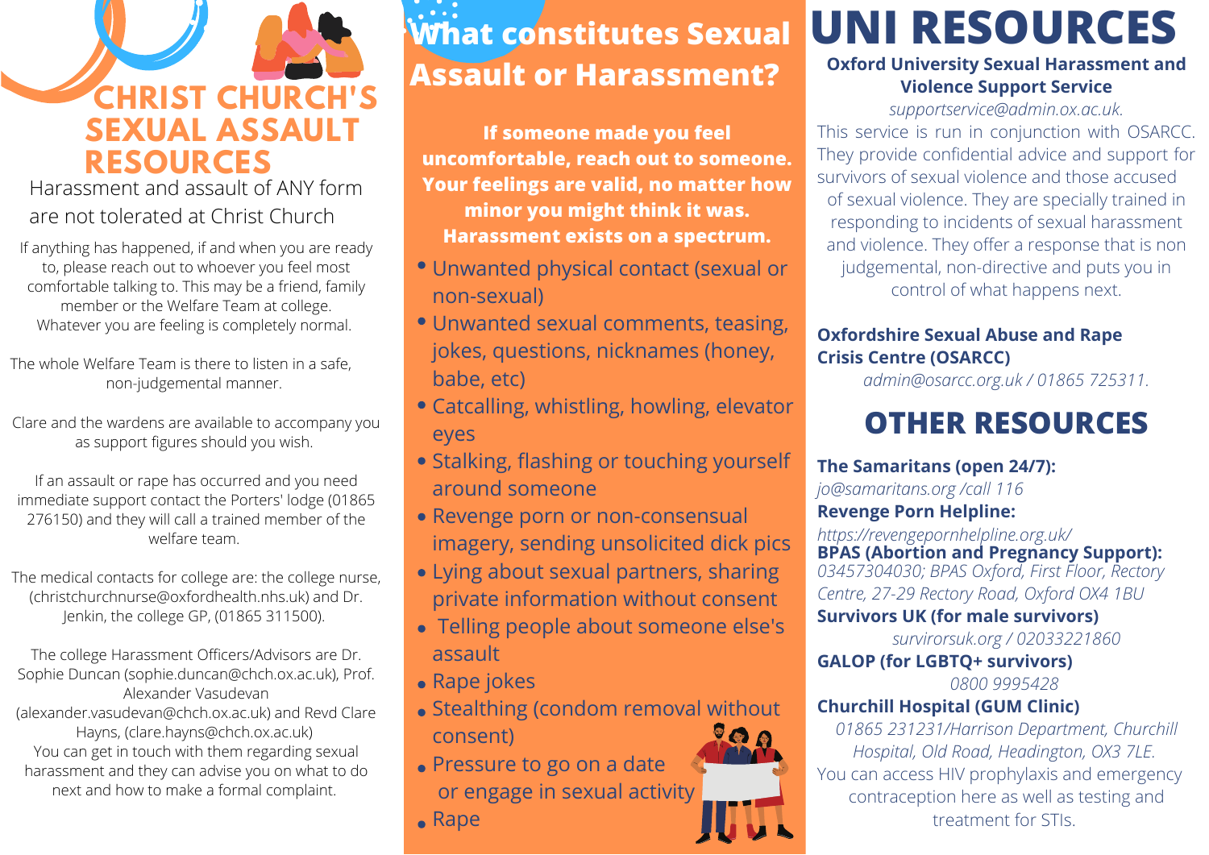# CHRIST CHURCH'S SEXUAL ASSAULT RESOURCES

Harassment and assault of ANY form are not tolerated at Christ Church

If anything has happened, if and when you are ready to, please reach out to whoever you feel most comfortable talking to. This may be a friend, family member or the Welfare Team at college. Whatever you are feeling is completely normal.

The whole Welfare Team is there to listen in a safe, non-judgemental manner.

Clare and the wardens are available to accompany you as support figures should you wish.

If an assault or rape has occurred and you need immediate support contact the Porters' lodge (01865 276150) and they will call a trained member of the welfare team.

The medical contacts for college are: the college nurse, (christchurchnurse@oxfordhealth.nhs.uk) and Dr. Jenkin, the college GP, (01865 311500).

The college Harassment Officers/Advisors are Dr. Sophie Duncan (sophie.duncan@chch.ox.ac.uk), Prof. Alexander Vasudevan (alexander.vasudevan@chch.ox.ac.uk) and Revd Clare Hayns, (clare.hayns@chch.ox.ac.uk) You can get in touch with them regarding sexual harassment and they can advise you on what to do next and how to make a formal complaint.

# What constitutes Sexual Assault or Harassment?

**If someone made you feel uncomfortable, reach out to someone. Your feelings are valid, no matter how minor you might think it was. Harassment exists on a spectrum.**

- Unwanted physical contact (sexual or non-sexual)
- Unwanted sexual comments, teasing, jokes, questions, nicknames (honey, babe, etc)
- Catcalling, whistling, howling, elevator eyes
- Stalking, flashing or touching yourself around someone
- Revenge porn or non-consensual imagery, sending unsolicited dick pics
- Lying about sexual partners, sharing private information without consent
- Telling people about someone else's assault
- Rape jokes
- Stealthing (condom removal without consent)
- Pressure to go on a date or engage in sexual activity
- Rape

# UNI RESOURCES

**Oxford University Sexual Harassment and Violence Support Service**

*supportservice@admin.ox.ac.uk.*

This service is run in conjunction with OSARCC. They provide confidential advice and support for survivors of sexual violence and those accused of sexual violence. They are specially trained in responding to incidents of sexual harassment and violence. They offer a response that is non judgemental, non-directive and puts you in control of what happens next.

**Oxfordshire Sexual Abuse and Rape Crisis Centre (OSARCC)**

*admin@osarcc.org.uk / 01865 725311.*

# OTHER RESOURCES

**The Samaritans (open 24/7):**

*jo@samaritans.org /call 116*

**Revenge Porn Helpline:**

*https://revengepornhelpline.org.uk/*

**BPAS (Abortion and Pregnancy Support):**

*03457304030; BPAS Oxford, First Floor, Rectory Centre, 27-29 Rectory Road, Oxford OX4 1BU*

**Survivors UK (for male survivors)**

*survirorsuk.org / 02033221860*

**GALOP (for LGBTQ+ survivors)**

*0800 9995428*

**Churchill Hospital (GUM Clinic)**

*01865 231231/Harrison Department, Churchill Hospital, Old Road, Headington, OX3 7LE.*

You can access HIV prophylaxis and emergency contraception here as well as testing and treatment for STIs.